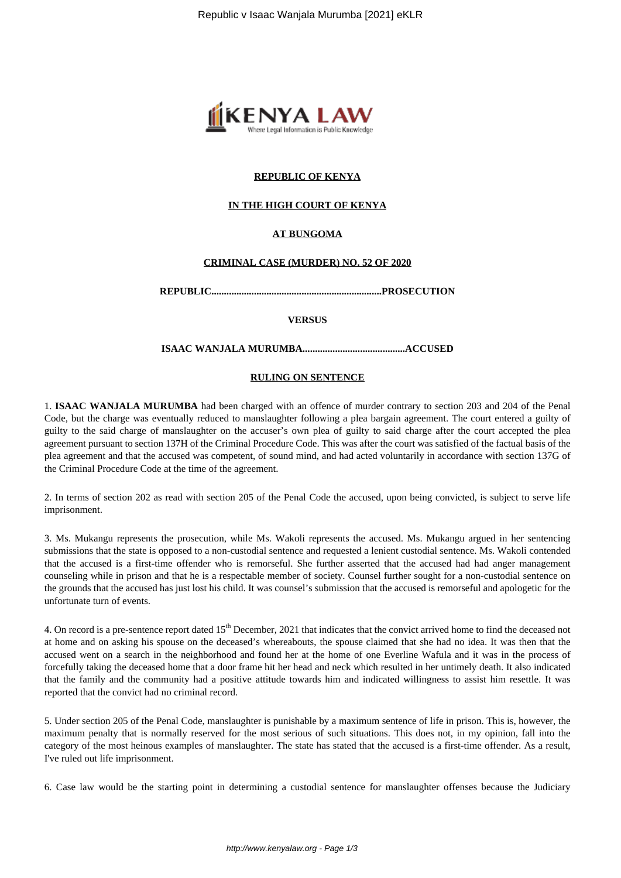**REPUBLIC OF KENYA**

**IN THE HIGH COURT OF KENYA**

**AT BUNGOMA**

**CRIMINAL CASE (MURDER) NO. 52 OF 2020**

**REPUBLIC....................................................................PROSECUTION**

**VERSUS**

**ISAAC WANJALA MURUMBA.........................................ACCUSED**

**RULING ON SENTENCE**

1. **ISAAC WANJALA MURUMBA** had been charged with an offence of murder contrary to section 203 and 204 of the Penal Code, but the charge was eventually reduced to manslaughter following a plea bargain agreement. The court entered a guilty of guilty to the said charge of manslaughter on the accuser's own plea of guilty to said charge after the court accepted the plea agreement pursuant to section 137H of the Criminal Procedure Code. This was after the court was satisfied of the factual basis of the plea agreement and that the accused was competent, of sound mind, and had acted voluntarily in accordance with section 137G of the Criminal Procedure Code at the time of the agreement.

2. In terms of section 202 as read with section 205 of the Penal Code the accused, upon being convicted, is subject to serve life imprisonment.

3. Ms. Mukangu represents the prosecution, while Ms. Wakoli represents the accused. Ms. Mukangu argued in her sentencing submissions that the state is opposed to a non-custodial sentence and requested a lenient custodial sentence. Ms. Wakoli contended that the accused is a first-time offender who is remorseful. She further asserted that the accused had had anger management counseling while in prison and that he is a respectable member of society. Counsel further sought for a non-custodial sentence on the grounds that the accused has just lost his child. It was counsel's submission that the accused is remorseful and apologetic for the unfortunate turn of events.

4. On record is a pre-sentence report dated 15th December, 2021 that indicates that the convict arrived home to find the deceased not at home and on asking his spouse on the deceased's whereabouts, the spouse claimed that she had no idea. It was then that the accused went on a search in the neighborhood and found her at the home of one Everline Wafula and it was in the process of forcefully taking the deceased home that a door frame hit her head and neck which resulted in her untimely death. It also indicated that the family and the community had a positive attitude towards him and indicated willingness to assist him resettle. It was reported that the convict had no criminal record.

5. Under section 205 of the Penal Code, manslaughter is punishable by a maximum sentence of life in prison. This is, however, the maximum penalty that is normally reserved for the most serious of such situations. This does not, in my opinion, fall into the category of the most heinous examples of manslaughter. The state has stated that the accused is a first-time offender. As a result, I've ruled out life imprisonment.

6. Case law would be the starting point in determining a custodial sentence for manslaughter offenses because the Judiciary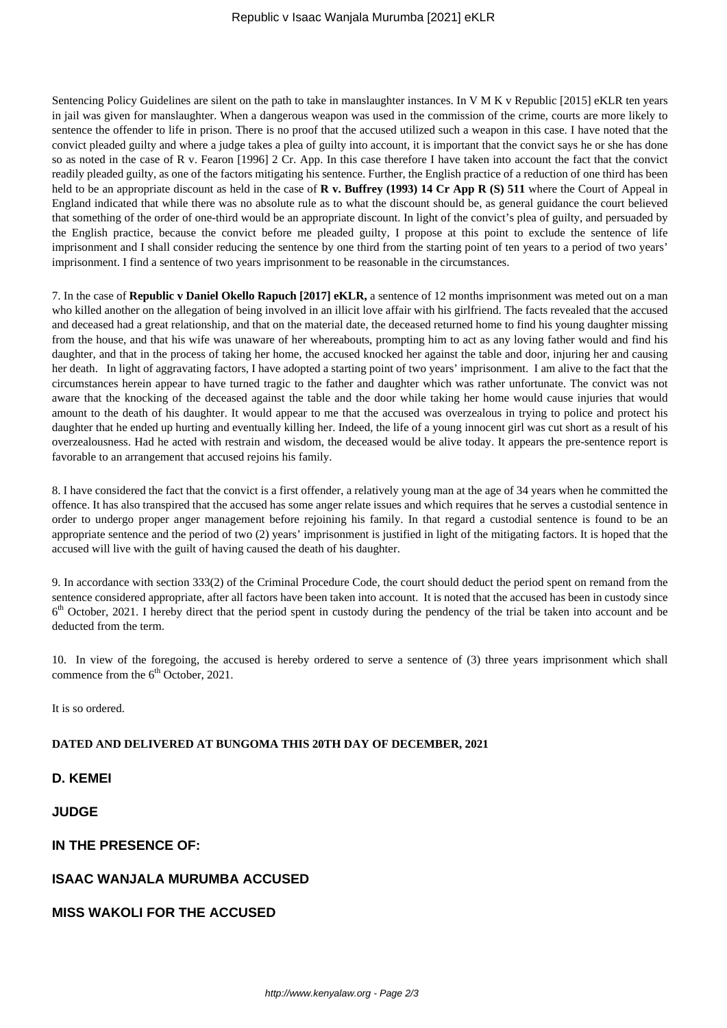Sentencing Policy Guidelines are silent on the path to take in manslaughter instances. In V M K v Republic [2015] eKLR ten years in jail was given for manslaughter. When a dangerous weapon was used in the commission of the crime, courts are more likely to sentence the offender to life in prison. There is no proof that the accused utilized such a weapon in this case. I have noted that the convict pleaded guilty and where a judge takes a plea of guilty into account, it is important that the convict says he or she has done so as noted in the case of R v. Fearon [1996] 2 Cr. App. In this case therefore I have taken into account the fact that the convict readily pleaded guilty, as one of the factors mitigating his sentence. Further, the English practice of a reduction of one third has been held to be an appropriate discount as held in the case of **R v. Buffrey (1993) 14 Cr App R (S) 511** where the Court of Appeal in England indicated that while there was no absolute rule as to what the discount should be, as general guidance the court believed that something of the order of one-third would be an appropriate discount. In light of the convict's plea of guilty, and persuaded by the English practice, because the convict before me pleaded guilty, I propose at this point to exclude the sentence of life imprisonment and I shall consider reducing the sentence by one third from the starting point of ten years to a period of two years' imprisonment. I find a sentence of two years imprisonment to be reasonable in the circumstances.

7. In the case of **Republic v Daniel Okello Rapuch [2017] eKLR,** a sentence of 12 months imprisonment was meted out on a man who killed another on the allegation of being involved in an illicit love affair with his girlfriend. The facts revealed that the accused and deceased had a great relationship, and that on the material date, the deceased returned home to find his young daughter missing from the house, and that his wife was unaware of her whereabouts, prompting him to act as any loving father would and find his daughter, and that in the process of taking her home, the accused knocked her against the table and door, injuring her and causing her death. In light of aggravating factors, I have adopted a starting point of two years' imprisonment. I am alive to the fact that the circumstances herein appear to have turned tragic to the father and daughter which was rather unfortunate. The convict was not aware that the knocking of the deceased against the table and the door while taking her home would cause injuries that would amount to the death of his daughter. It would appear to me that the accused was overzealous in trying to police and protect his daughter that he ended up hurting and eventually killing her. Indeed, the life of a young innocent girl was cut short as a result of his overzealousness. Had he acted with restrain and wisdom, the deceased would be alive today. It appears the pre-sentence report is favorable to an arrangement that accused rejoins his family.

8. I have considered the fact that the convict is a first offender, a relatively young man at the age of 34 years when he committed the offence. It has also transpired that the accused has some anger relate issues and which requires that he serves a custodial sentence in order to undergo proper anger management before rejoining his family. In that regard a custodial sentence is found to be an appropriate sentence and the period of two (2) years' imprisonment is justified in light of the mitigating factors. It is hoped that the accused will live with the guilt of having caused the death of his daughter.

9. In accordance with section 333(2) of the Criminal Procedure Code, the court should deduct the period spent on remand from the sentence considered appropriate, after all factors have been taken into account. It is noted that the accused has been in custody since 6th October, 2021. I hereby direct that the period spent in custody during the pendency of the trial be taken into account and be deducted from the term.

10. In view of the foregoing, the accused is hereby ordered to serve a sentence of (3) three years imprisonment which shall commence from the 6th October, 2021.

It is so ordered.

**DATED AND DELIVERED AT BUNGOMA THIS 20TH DAY OF DECEMBER, 2021**

**D. KEMEI**

**JUDGE**

**IN THE PRESENCE OF:**

**ISAAC WANJALA MURUMBA ACCUSED**

**MISS WAKOLI FOR THE ACCUSED**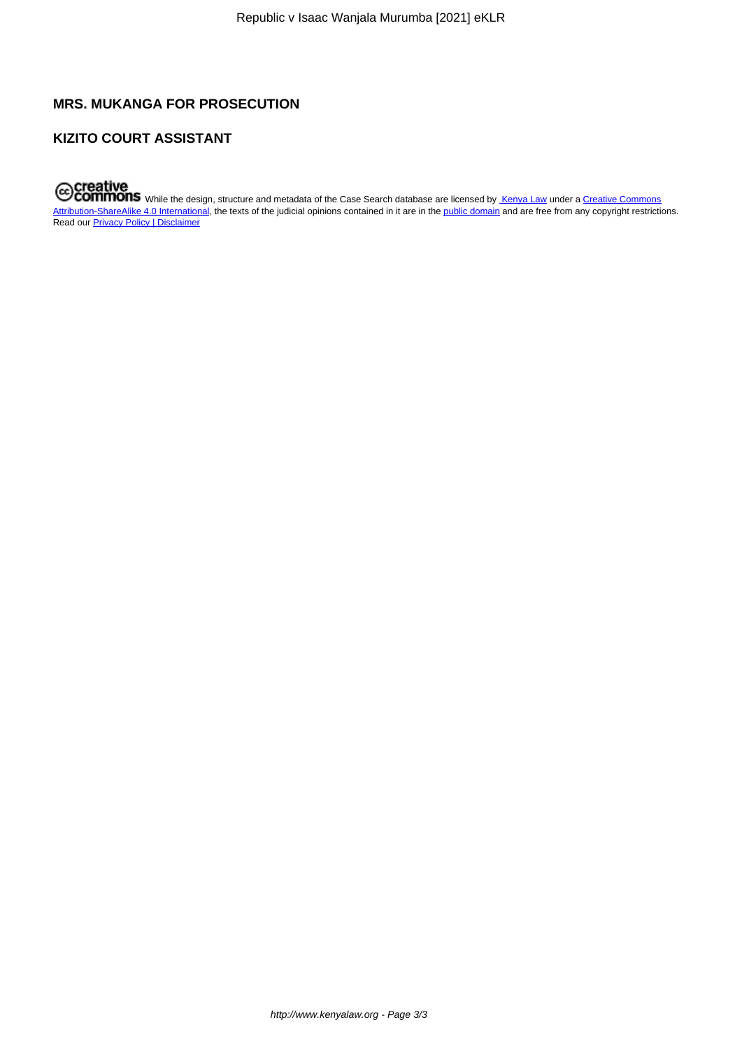**MRS. MUKANGA FOR PROSECUTION**

**KIZITO COURT ASSISTANT**

While the design, structure and metadata of the Case Search database are licensed by Kenya Law under a Creative Commons Attribution-ShareAlike 4.0 International, the texts of the judicial opinions contained in it are in the public domain and are free from any copyright restrictions. Read our Privacy Policy | Disclaimer